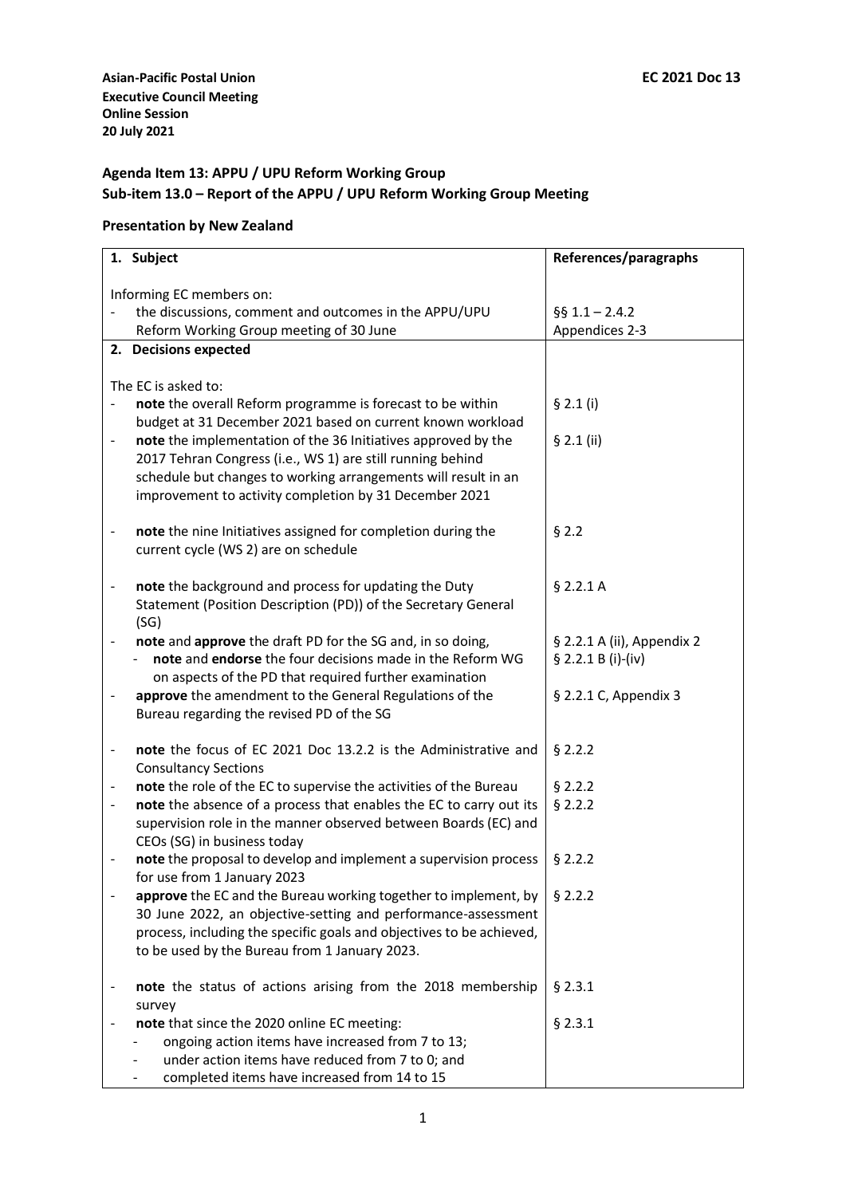**Asian-Pacific Postal Union**
**Executive Council Meeting**
**Online Session**
**20 July 2021**

**EC 2021 Doc 13**

**Agenda Item 13: APPU / UPU Reform Working Group**
**Sub-item 13.0 – Report of the APPU / UPU Reform Working Group Meeting**

**Presentation by New Zealand**

| **1. Subject** | **References/paragraphs** |
|---|---|
| Informing EC members on:<br>- the discussions, comment and outcomes in the APPU/UPU Reform Working Group meeting of 30 June | §§ 1.1 – 2.4.2<br>Appendices 2-3 |
| **2. Decisions expected** | |
| The EC is asked to:<br>- **note** the overall Reform programme is forecast to be within budget at 31 December 2021 based on current known workload | § 2.1 (i) |
| - **note** the implementation of the 36 Initiatives approved by the 2017 Tehran Congress (i.e., WS 1) are still running behind schedule but changes to working arrangements will result in an improvement to activity completion by 31 December 2021 | § 2.1 (ii) |
| - **note** the nine Initiatives assigned for completion during the current cycle (WS 2) are on schedule | § 2.2 |
| - **note** the background and process for updating the Duty Statement (Position Description (PD)) of the Secretary General (SG) | § 2.2.1 A |
| - **note** and **approve** the draft PD for the SG and, in so doing,<br>  - **note** and **endorse** the four decisions made in the Reform WG on aspects of the PD that required further examination | § 2.2.1 A (ii), Appendix 2<br>§ 2.2.1 B (i)-(iv) |
| - **approve** the amendment to the General Regulations of the Bureau regarding the revised PD of the SG | § 2.2.1 C, Appendix 3 |
| - **note** the focus of EC 2021 Doc 13.2.2 is the Administrative and Consultancy Sections | § 2.2.2 |
| - **note** the role of the EC to supervise the activities of the Bureau | § 2.2.2 |
| - **note** the absence of a process that enables the EC to carry out its supervision role in the manner observed between Boards (EC) and CEOs (SG) in business today | § 2.2.2 |
| - **note** the proposal to develop and implement a supervision process for use from 1 January 2023 | § 2.2.2 |
| - **approve** the EC and the Bureau working together to implement, by 30 June 2022, an objective-setting and performance-assessment process, including the specific goals and objectives to be achieved, to be used by the Bureau from 1 January 2023. | § 2.2.2 |
| - **note** the status of actions arising from the 2018 membership survey | § 2.3.1 |
| - **note** that since the 2020 online EC meeting:<br>  - ongoing action items have increased from 7 to 13;<br>  - under action items have reduced from 7 to 0; and<br>  - completed items have increased from 14 to 15 | § 2.3.1 |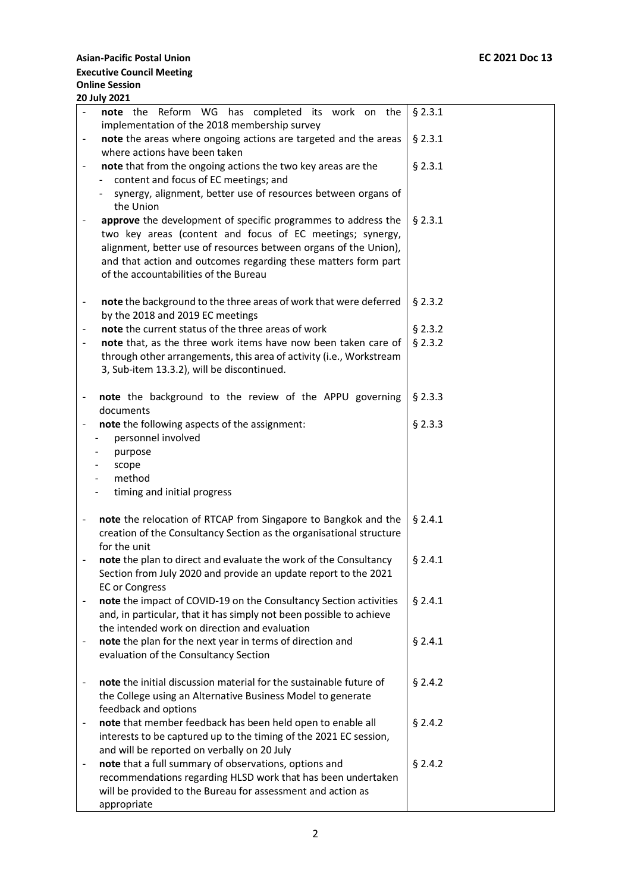**Asian-Pacific Postal Union**
**Executive Council Meeting**
**Online Session**
**20 July 2021**

**EC 2021 Doc 13**

| | |
|---|---|
| - **note** the Reform WG has completed its work on the implementation of the 2018 membership survey | § 2.3.1 |
| - **note** the areas where ongoing actions are targeted and the areas where actions have been taken | § 2.3.1 |
| - **note** that from the ongoing actions the two key areas are the<br>  - content and focus of EC meetings; and<br>  - synergy, alignment, better use of resources between organs of the Union | § 2.3.1 |
| - **approve** the development of specific programmes to address the two key areas (content and focus of EC meetings; synergy, alignment, better use of resources between organs of the Union), and that action and outcomes regarding these matters form part of the accountabilities of the Bureau | § 2.3.1 |
| - **note** the background to the three areas of work that were deferred by the 2018 and 2019 EC meetings | § 2.3.2 |
| - **note** the current status of the three areas of work | § 2.3.2 |
| - **note** that, as the three work items have now been taken care of through other arrangements, this area of activity (i.e., Workstream 3, Sub-item 13.3.2), will be discontinued. | § 2.3.2 |
| - **note** the background to the review of the APPU governing documents | § 2.3.3 |
| - **note** the following aspects of the assignment:<br>  - personnel involved<br>  - purpose<br>  - scope<br>  - method<br>  - timing and initial progress | § 2.3.3 |
| - **note** the relocation of RTCAP from Singapore to Bangkok and the creation of the Consultancy Section as the organisational structure for the unit | § 2.4.1 |
| - **note** the plan to direct and evaluate the work of the Consultancy Section from July 2020 and provide an update report to the 2021 EC or Congress | § 2.4.1 |
| - **note** the impact of COVID-19 on the Consultancy Section activities and, in particular, that it has simply not been possible to achieve the intended work on direction and evaluation | § 2.4.1 |
| - **note** the plan for the next year in terms of direction and evaluation of the Consultancy Section | § 2.4.1 |
| - **note** the initial discussion material for the sustainable future of the College using an Alternative Business Model to generate feedback and options | § 2.4.2 |
| - **note** that member feedback has been held open to enable all interests to be captured up to the timing of the 2021 EC session, and will be reported on verbally on 20 July | § 2.4.2 |
| - **note** that a full summary of observations, options and recommendations regarding HLSD work that has been undertaken will be provided to the Bureau for assessment and action as appropriate | § 2.4.2 |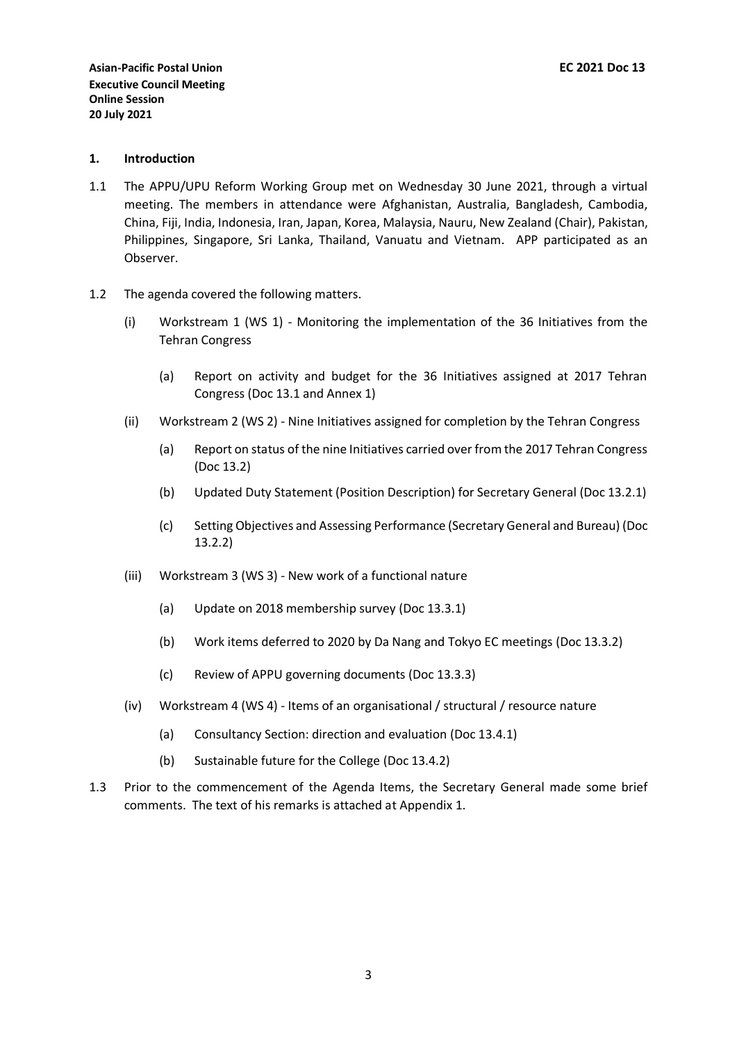**Asian-Pacific Postal Union**
**Executive Council Meeting**
**Online Session**
**20 July 2021**

**EC 2021 Doc 13**

## 1. Introduction

1.1 The APPU/UPU Reform Working Group met on Wednesday 30 June 2021, through a virtual meeting. The members in attendance were Afghanistan, Australia, Bangladesh, Cambodia, China, Fiji, India, Indonesia, Iran, Japan, Korea, Malaysia, Nauru, New Zealand (Chair), Pakistan, Philippines, Singapore, Sri Lanka, Thailand, Vanuatu and Vietnam. APP participated as an Observer.

1.2 The agenda covered the following matters.

(i) Workstream 1 (WS 1) - Monitoring the implementation of the 36 Initiatives from the Tehran Congress

(a) Report on activity and budget for the 36 Initiatives assigned at 2017 Tehran Congress (Doc 13.1 and Annex 1)

(ii) Workstream 2 (WS 2) - Nine Initiatives assigned for completion by the Tehran Congress

(a) Report on status of the nine Initiatives carried over from the 2017 Tehran Congress (Doc 13.2)

(b) Updated Duty Statement (Position Description) for Secretary General (Doc 13.2.1)

(c) Setting Objectives and Assessing Performance (Secretary General and Bureau) (Doc 13.2.2)

(iii) Workstream 3 (WS 3) - New work of a functional nature

(a) Update on 2018 membership survey (Doc 13.3.1)

(b) Work items deferred to 2020 by Da Nang and Tokyo EC meetings (Doc 13.3.2)

(c) Review of APPU governing documents (Doc 13.3.3)

(iv) Workstream 4 (WS 4) - Items of an organisational / structural / resource nature

(a) Consultancy Section: direction and evaluation (Doc 13.4.1)

(b) Sustainable future for the College (Doc 13.4.2)

1.3 Prior to the commencement of the Agenda Items, the Secretary General made some brief comments. The text of his remarks is attached at Appendix 1.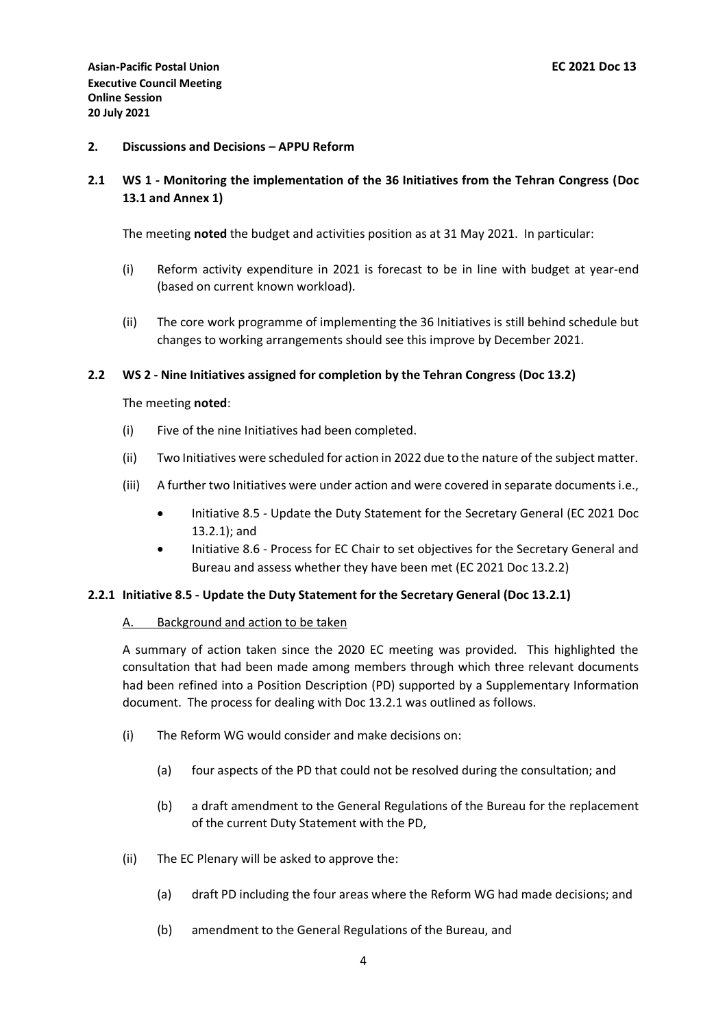**Asian-Pacific Postal Union**
**Executive Council Meeting**
**Online Session**
**20 July 2021**

**EC 2021 Doc 13**

## 2. Discussions and Decisions – APPU Reform

### 2.1 WS 1 - Monitoring the implementation of the 36 Initiatives from the Tehran Congress (Doc 13.1 and Annex 1)

The meeting **noted** the budget and activities position as at 31 May 2021. In particular:

(i) Reform activity expenditure in 2021 is forecast to be in line with budget at year-end (based on current known workload).

(ii) The core work programme of implementing the 36 Initiatives is still behind schedule but changes to working arrangements should see this improve by December 2021.

### 2.2 WS 2 - Nine Initiatives assigned for completion by the Tehran Congress (Doc 13.2)

The meeting **noted**:

(i) Five of the nine Initiatives had been completed.

(ii) Two Initiatives were scheduled for action in 2022 due to the nature of the subject matter.

(iii) A further two Initiatives were under action and were covered in separate documents i.e.,

- Initiative 8.5 - Update the Duty Statement for the Secretary General (EC 2021 Doc 13.2.1); and
- Initiative 8.6 - Process for EC Chair to set objectives for the Secretary General and Bureau and assess whether they have been met (EC 2021 Doc 13.2.2)

#### 2.2.1 Initiative 8.5 - Update the Duty Statement for the Secretary General (Doc 13.2.1)

A. <u>Background and action to be taken</u>

A summary of action taken since the 2020 EC meeting was provided. This highlighted the consultation that had been made among members through which three relevant documents had been refined into a Position Description (PD) supported by a Supplementary Information document. The process for dealing with Doc 13.2.1 was outlined as follows.

(i) The Reform WG would consider and make decisions on:

(a) four aspects of the PD that could not be resolved during the consultation; and

(b) a draft amendment to the General Regulations of the Bureau for the replacement of the current Duty Statement with the PD,

(ii) The EC Plenary will be asked to approve the:

(a) draft PD including the four areas where the Reform WG had made decisions; and

(b) amendment to the General Regulations of the Bureau, and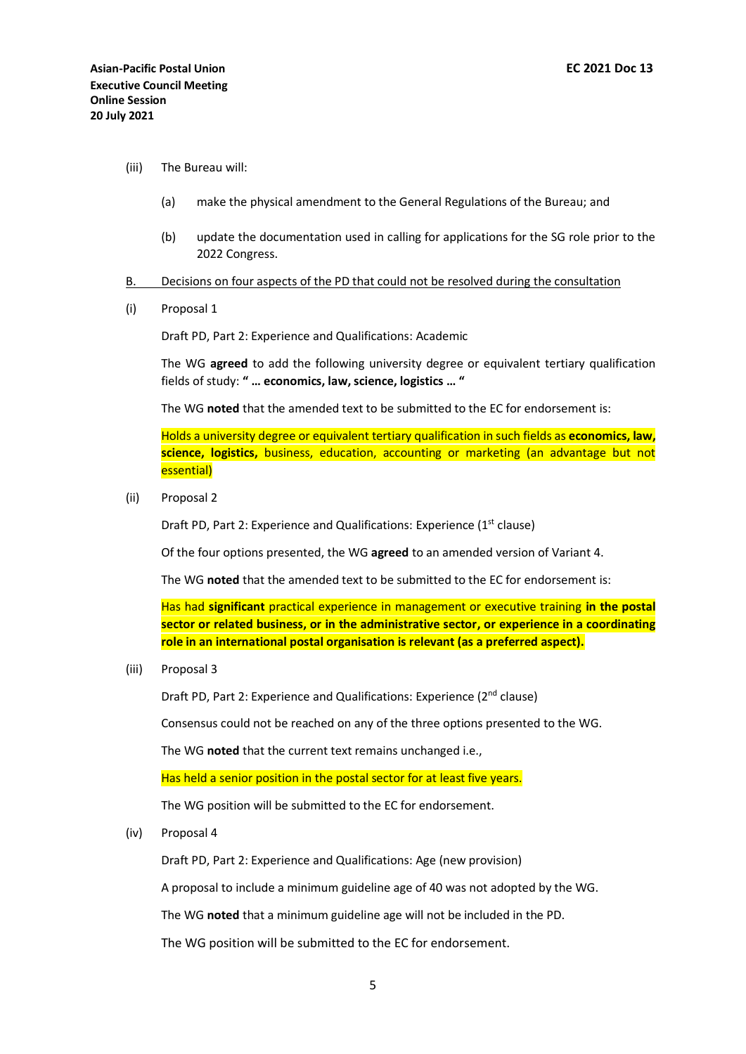(iii) The Bureau will:

(a) make the physical amendment to the General Regulations of the Bureau; and

(b) update the documentation used in calling for applications for the SG role prior to the 2022 Congress.

B. Decisions on four aspects of the PD that could not be resolved during the consultation

(i) Proposal 1

Draft PD, Part 2: Experience and Qualifications: Academic

The WG **agreed** to add the following university degree or equivalent tertiary qualification fields of study: **" … economics, law, science, logistics … "**

The WG **noted** that the amended text to be submitted to the EC for endorsement is:

Holds a university degree or equivalent tertiary qualification in such fields as **economics, law, science, logistics,** business, education, accounting or marketing (an advantage but not essential)

(ii) Proposal 2

Draft PD, Part 2: Experience and Qualifications: Experience (1st clause)

Of the four options presented, the WG **agreed** to an amended version of Variant 4.

The WG **noted** that the amended text to be submitted to the EC for endorsement is:

Has had **significant** practical experience in management or executive training **in the postal sector or related business, or in the administrative sector, or experience in a coordinating role in an international postal organisation is relevant (as a preferred aspect).**

(iii) Proposal 3

Draft PD, Part 2: Experience and Qualifications: Experience (2nd clause)

Consensus could not be reached on any of the three options presented to the WG.

The WG **noted** that the current text remains unchanged i.e.,

Has held a senior position in the postal sector for at least five years.

The WG position will be submitted to the EC for endorsement.

(iv) Proposal 4

Draft PD, Part 2: Experience and Qualifications: Age (new provision)

A proposal to include a minimum guideline age of 40 was not adopted by the WG.

The WG **noted** that a minimum guideline age will not be included in the PD.

The WG position will be submitted to the EC for endorsement.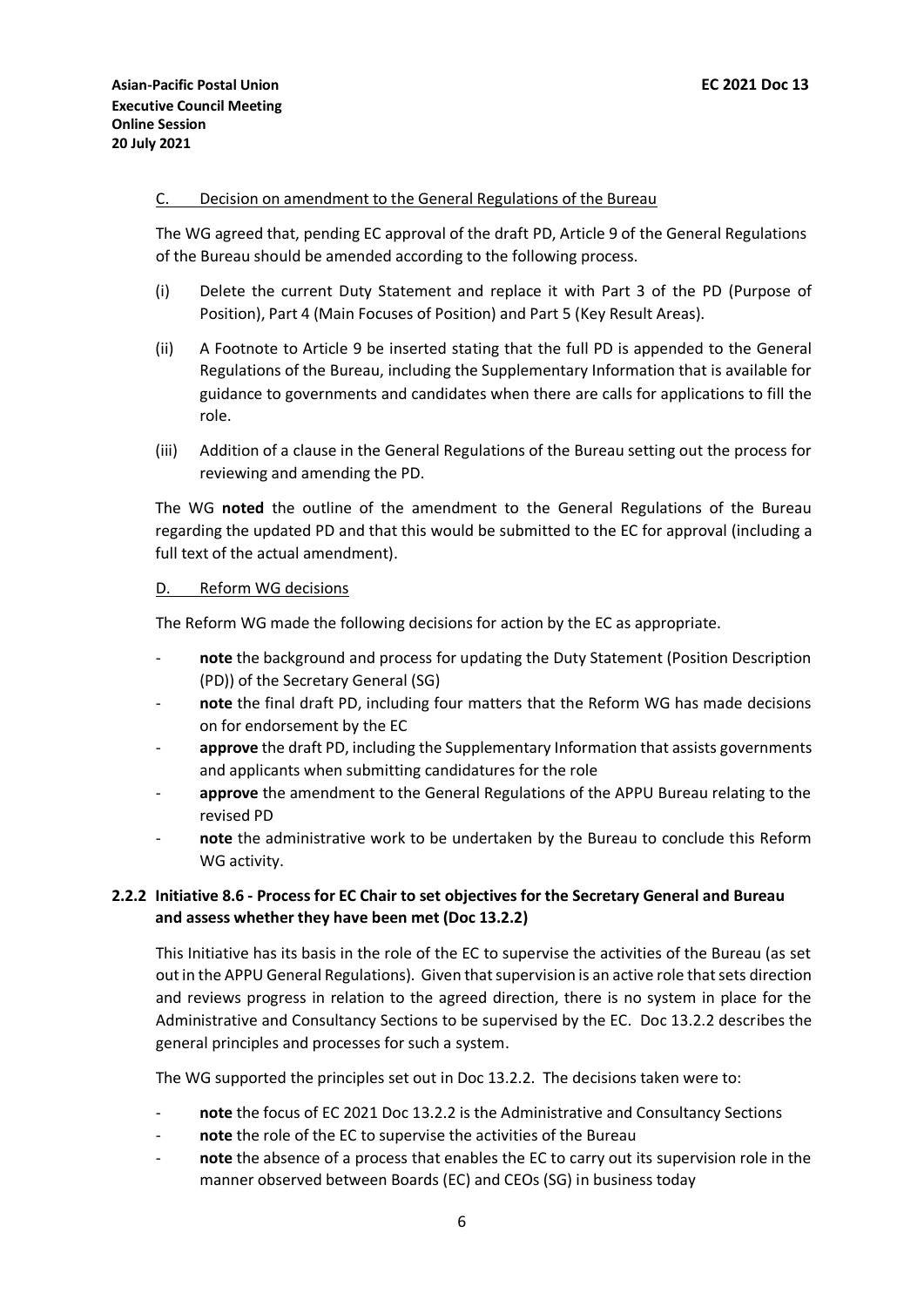C. Decision on amendment to the General Regulations of the Bureau

The WG agreed that, pending EC approval of the draft PD, Article 9 of the General Regulations of the Bureau should be amended according to the following process.

(i) Delete the current Duty Statement and replace it with Part 3 of the PD (Purpose of Position), Part 4 (Main Focuses of Position) and Part 5 (Key Result Areas).

(ii) A Footnote to Article 9 be inserted stating that the full PD is appended to the General Regulations of the Bureau, including the Supplementary Information that is available for guidance to governments and candidates when there are calls for applications to fill the role.

(iii) Addition of a clause in the General Regulations of the Bureau setting out the process for reviewing and amending the PD.

The WG **noted** the outline of the amendment to the General Regulations of the Bureau regarding the updated PD and that this would be submitted to the EC for approval (including a full text of the actual amendment).

D. Reform WG decisions

The Reform WG made the following decisions for action by the EC as appropriate.

- **note** the background and process for updating the Duty Statement (Position Description (PD)) of the Secretary General (SG)
- **note** the final draft PD, including four matters that the Reform WG has made decisions on for endorsement by the EC
- **approve** the draft PD, including the Supplementary Information that assists governments and applicants when submitting candidatures for the role
- **approve** the amendment to the General Regulations of the APPU Bureau relating to the revised PD
- **note** the administrative work to be undertaken by the Bureau to conclude this Reform WG activity.

### 2.2.2 Initiative 8.6 - Process for EC Chair to set objectives for the Secretary General and Bureau and assess whether they have been met (Doc 13.2.2)

This Initiative has its basis in the role of the EC to supervise the activities of the Bureau (as set out in the APPU General Regulations). Given that supervision is an active role that sets direction and reviews progress in relation to the agreed direction, there is no system in place for the Administrative and Consultancy Sections to be supervised by the EC. Doc 13.2.2 describes the general principles and processes for such a system.

The WG supported the principles set out in Doc 13.2.2. The decisions taken were to:

- **note** the focus of EC 2021 Doc 13.2.2 is the Administrative and Consultancy Sections
- **note** the role of the EC to supervise the activities of the Bureau
- **note** the absence of a process that enables the EC to carry out its supervision role in the manner observed between Boards (EC) and CEOs (SG) in business today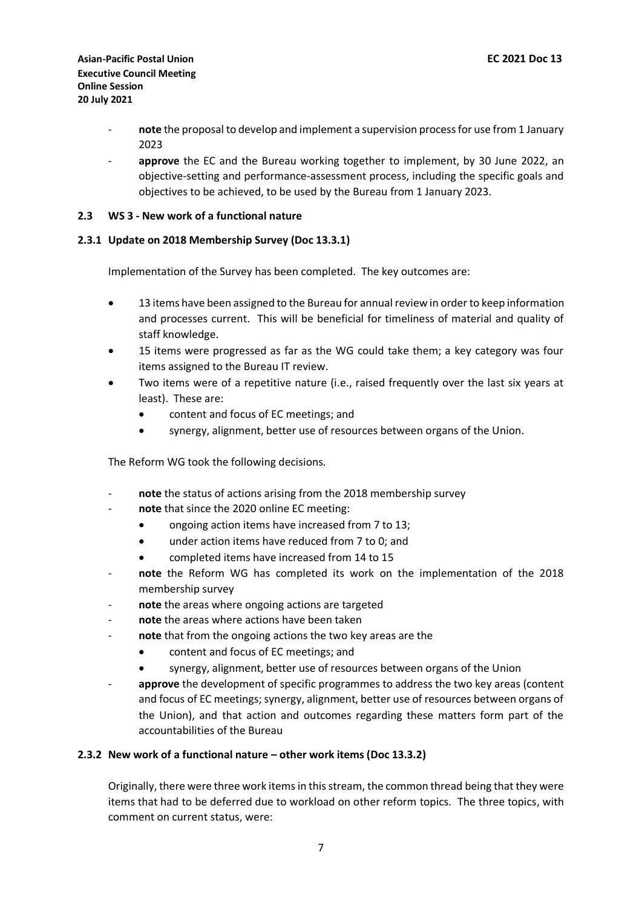- **note** the proposal to develop and implement a supervision process for use from 1 January 2023
- **approve** the EC and the Bureau working together to implement, by 30 June 2022, an objective-setting and performance-assessment process, including the specific goals and objectives to be achieved, to be used by the Bureau from 1 January 2023.

### 2.3 WS 3 - New work of a functional nature

#### 2.3.1 Update on 2018 Membership Survey (Doc 13.3.1)

Implementation of the Survey has been completed. The key outcomes are:

- 13 items have been assigned to the Bureau for annual review in order to keep information and processes current. This will be beneficial for timeliness of material and quality of staff knowledge.
- 15 items were progressed as far as the WG could take them; a key category was four items assigned to the Bureau IT review.
- Two items were of a repetitive nature (i.e., raised frequently over the last six years at least). These are:
    - content and focus of EC meetings; and
    - synergy, alignment, better use of resources between organs of the Union.

The Reform WG took the following decisions.

- **note** the status of actions arising from the 2018 membership survey
- **note** that since the 2020 online EC meeting:
    - ongoing action items have increased from 7 to 13;
    - under action items have reduced from 7 to 0; and
    - completed items have increased from 14 to 15
- **note** the Reform WG has completed its work on the implementation of the 2018 membership survey
- **note** the areas where ongoing actions are targeted
- **note** the areas where actions have been taken
- **note** that from the ongoing actions the two key areas are the
    - content and focus of EC meetings; and
    - synergy, alignment, better use of resources between organs of the Union
- **approve** the development of specific programmes to address the two key areas (content and focus of EC meetings; synergy, alignment, better use of resources between organs of the Union), and that action and outcomes regarding these matters form part of the accountabilities of the Bureau

#### 2.3.2 New work of a functional nature – other work items (Doc 13.3.2)

Originally, there were three work items in this stream, the common thread being that they were items that had to be deferred due to workload on other reform topics. The three topics, with comment on current status, were: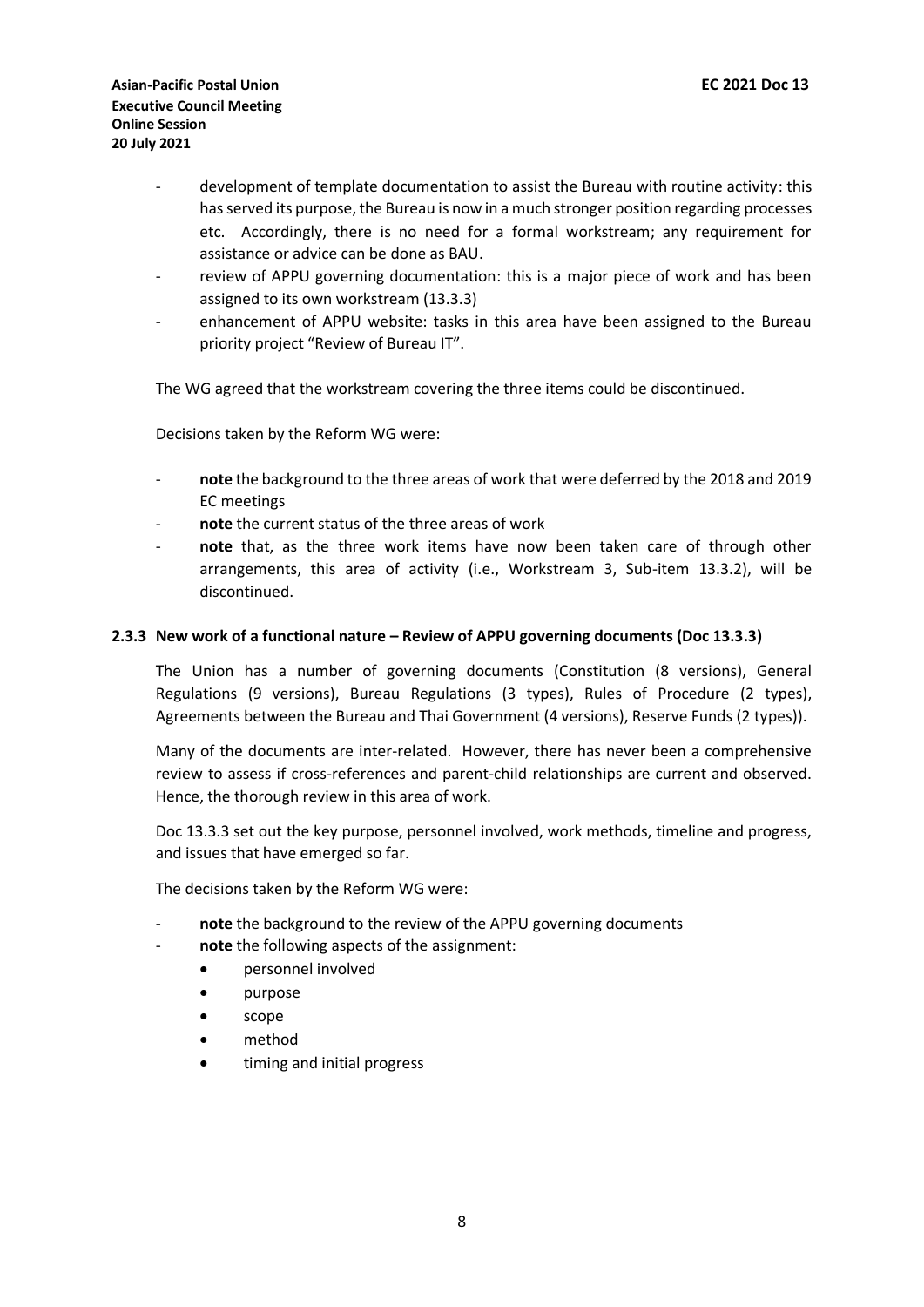- development of template documentation to assist the Bureau with routine activity: this has served its purpose, the Bureau is now in a much stronger position regarding processes etc. Accordingly, there is no need for a formal workstream; any requirement for assistance or advice can be done as BAU.
- review of APPU governing documentation: this is a major piece of work and has been assigned to its own workstream (13.3.3)
- enhancement of APPU website: tasks in this area have been assigned to the Bureau priority project "Review of Bureau IT".

The WG agreed that the workstream covering the three items could be discontinued.

Decisions taken by the Reform WG were:

- **note** the background to the three areas of work that were deferred by the 2018 and 2019 EC meetings
- **note** the current status of the three areas of work
- **note** that, as the three work items have now been taken care of through other arrangements, this area of activity (i.e., Workstream 3, Sub-item 13.3.2), will be discontinued.

### 2.3.3 New work of a functional nature – Review of APPU governing documents (Doc 13.3.3)

The Union has a number of governing documents (Constitution (8 versions), General Regulations (9 versions), Bureau Regulations (3 types), Rules of Procedure (2 types), Agreements between the Bureau and Thai Government (4 versions), Reserve Funds (2 types)).

Many of the documents are inter-related. However, there has never been a comprehensive review to assess if cross-references and parent-child relationships are current and observed. Hence, the thorough review in this area of work.

Doc 13.3.3 set out the key purpose, personnel involved, work methods, timeline and progress, and issues that have emerged so far.

The decisions taken by the Reform WG were:

- **note** the background to the review of the APPU governing documents
- **note** the following aspects of the assignment:
  - personnel involved
  - purpose
  - scope
  - method
  - timing and initial progress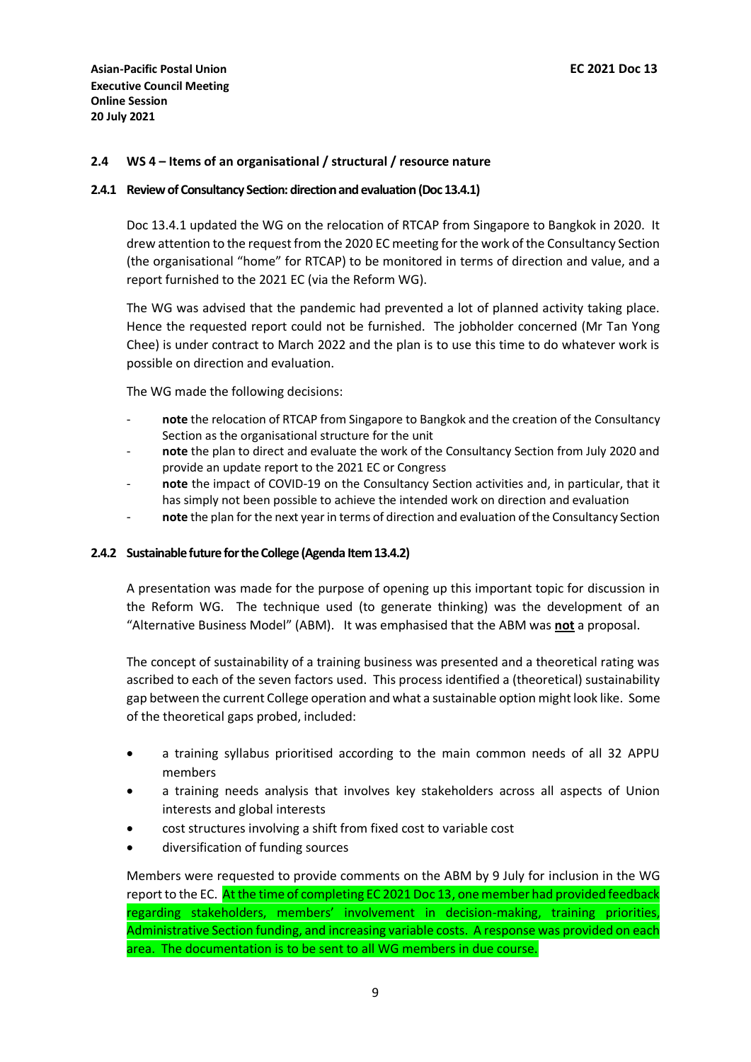### 2.4 WS 4 – Items of an organisational / structural / resource nature

#### 2.4.1 Review of Consultancy Section: direction and evaluation (Doc 13.4.1)

Doc 13.4.1 updated the WG on the relocation of RTCAP from Singapore to Bangkok in 2020. It drew attention to the request from the 2020 EC meeting for the work of the Consultancy Section (the organisational "home" for RTCAP) to be monitored in terms of direction and value, and a report furnished to the 2021 EC (via the Reform WG).

The WG was advised that the pandemic had prevented a lot of planned activity taking place. Hence the requested report could not be furnished. The jobholder concerned (Mr Tan Yong Chee) is under contract to March 2022 and the plan is to use this time to do whatever work is possible on direction and evaluation.

The WG made the following decisions:

- **note** the relocation of RTCAP from Singapore to Bangkok and the creation of the Consultancy Section as the organisational structure for the unit
- **note** the plan to direct and evaluate the work of the Consultancy Section from July 2020 and provide an update report to the 2021 EC or Congress
- **note** the impact of COVID-19 on the Consultancy Section activities and, in particular, that it has simply not been possible to achieve the intended work on direction and evaluation
- **note** the plan for the next year in terms of direction and evaluation of the Consultancy Section

#### 2.4.2 Sustainable future for the College (Agenda Item 13.4.2)

A presentation was made for the purpose of opening up this important topic for discussion in the Reform WG. The technique used (to generate thinking) was the development of an "Alternative Business Model" (ABM). It was emphasised that the ABM was **not** a proposal.

The concept of sustainability of a training business was presented and a theoretical rating was ascribed to each of the seven factors used. This process identified a (theoretical) sustainability gap between the current College operation and what a sustainable option might look like. Some of the theoretical gaps probed, included:

- a training syllabus prioritised according to the main common needs of all 32 APPU members
- a training needs analysis that involves key stakeholders across all aspects of Union interests and global interests
- cost structures involving a shift from fixed cost to variable cost
- diversification of funding sources

Members were requested to provide comments on the ABM by 9 July for inclusion in the WG report to the EC. At the time of completing EC 2021 Doc 13, one member had provided feedback regarding stakeholders, members' involvement in decision-making, training priorities, Administrative Section funding, and increasing variable costs. A response was provided on each area. The documentation is to be sent to all WG members in due course.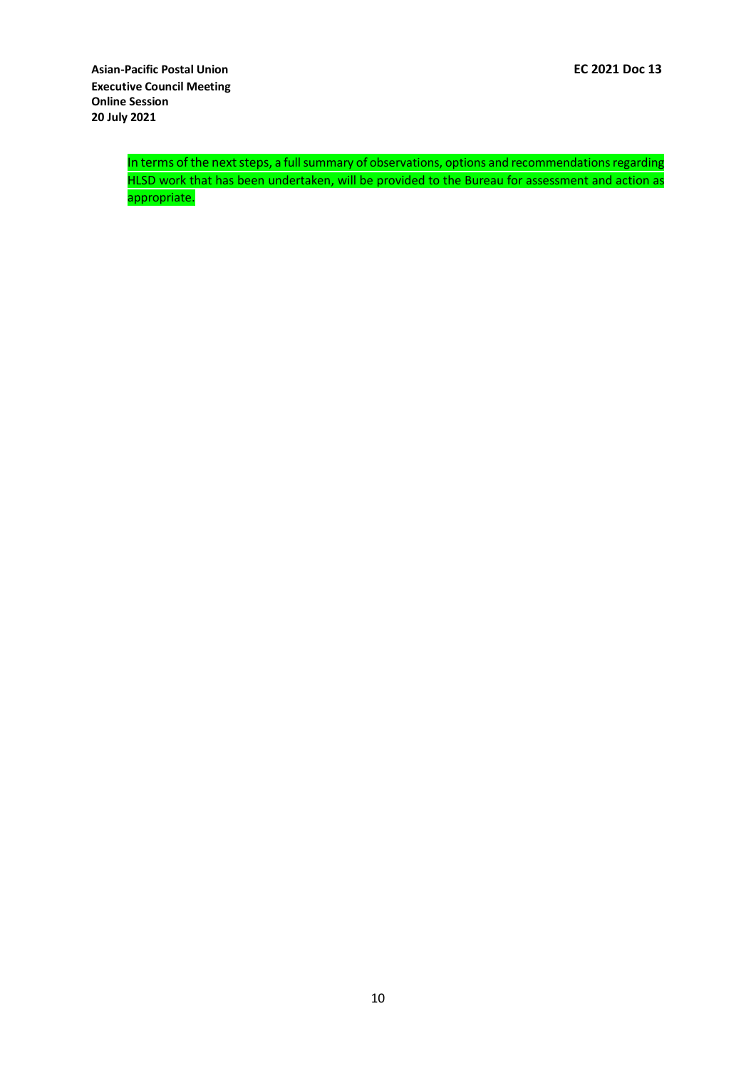In terms of the next steps, a full summary of observations, options and recommendations regarding HLSD work that has been undertaken, will be provided to the Bureau for assessment and action as appropriate.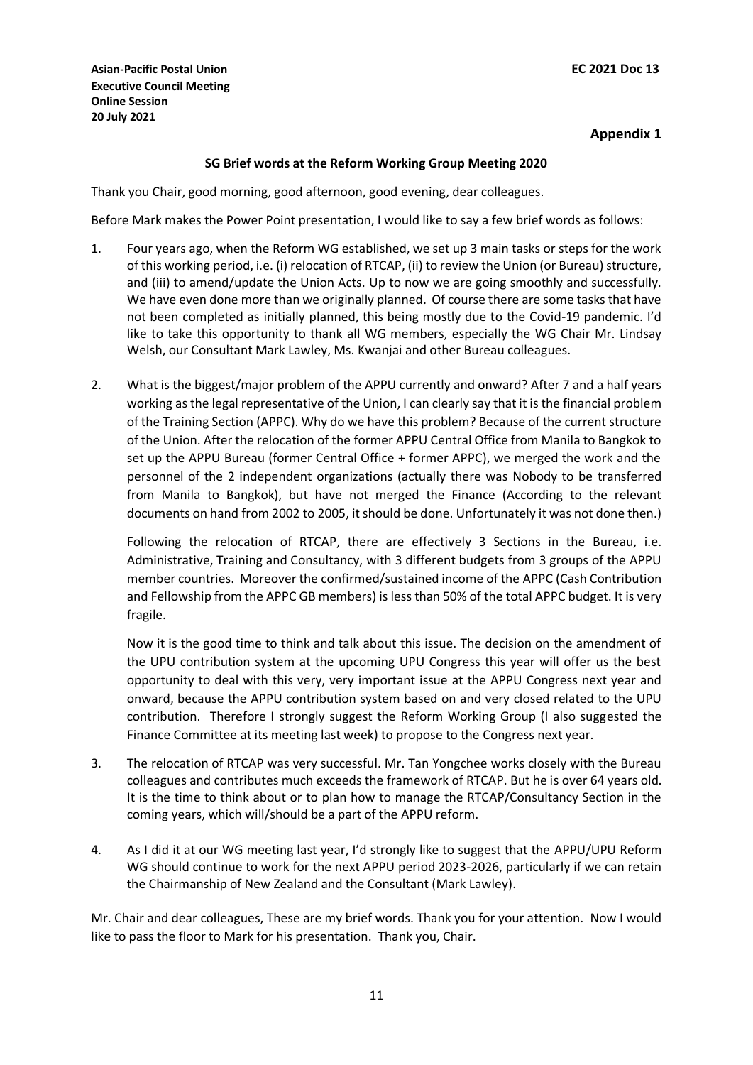**Asian-Pacific Postal Union**
**Executive Council Meeting**
**Online Session**
**20 July 2021**

**EC 2021 Doc 13**

**Appendix 1**

**SG Brief words at the Reform Working Group Meeting 2020**

Thank you Chair, good morning, good afternoon, good evening, dear colleagues.

Before Mark makes the Power Point presentation, I would like to say a few brief words as follows:

1. Four years ago, when the Reform WG established, we set up 3 main tasks or steps for the work of this working period, i.e. (i) relocation of RTCAP, (ii) to review the Union (or Bureau) structure, and (iii) to amend/update the Union Acts. Up to now we are going smoothly and successfully. We have even done more than we originally planned. Of course there are some tasks that have not been completed as initially planned, this being mostly due to the Covid-19 pandemic. I'd like to take this opportunity to thank all WG members, especially the WG Chair Mr. Lindsay Welsh, our Consultant Mark Lawley, Ms. Kwanjai and other Bureau colleagues.

2. What is the biggest/major problem of the APPU currently and onward? After 7 and a half years working as the legal representative of the Union, I can clearly say that it is the financial problem of the Training Section (APPC). Why do we have this problem? Because of the current structure of the Union. After the relocation of the former APPU Central Office from Manila to Bangkok to set up the APPU Bureau (former Central Office + former APPC), we merged the work and the personnel of the 2 independent organizations (actually there was Nobody to be transferred from Manila to Bangkok), but have not merged the Finance (According to the relevant documents on hand from 2002 to 2005, it should be done. Unfortunately it was not done then.)

   Following the relocation of RTCAP, there are effectively 3 Sections in the Bureau, i.e. Administrative, Training and Consultancy, with 3 different budgets from 3 groups of the APPU member countries. Moreover the confirmed/sustained income of the APPC (Cash Contribution and Fellowship from the APPC GB members) is less than 50% of the total APPC budget. It is very fragile.

   Now it is the good time to think and talk about this issue. The decision on the amendment of the UPU contribution system at the upcoming UPU Congress this year will offer us the best opportunity to deal with this very, very important issue at the APPU Congress next year and onward, because the APPU contribution system based on and very closed related to the UPU contribution. Therefore I strongly suggest the Reform Working Group (I also suggested the Finance Committee at its meeting last week) to propose to the Congress next year.

3. The relocation of RTCAP was very successful. Mr. Tan Yongchee works closely with the Bureau colleagues and contributes much exceeds the framework of RTCAP. But he is over 64 years old. It is the time to think about or to plan how to manage the RTCAP/Consultancy Section in the coming years, which will/should be a part of the APPU reform.

4. As I did it at our WG meeting last year, I'd strongly like to suggest that the APPU/UPU Reform WG should continue to work for the next APPU period 2023-2026, particularly if we can retain the Chairmanship of New Zealand and the Consultant (Mark Lawley).

Mr. Chair and dear colleagues, These are my brief words. Thank you for your attention. Now I would like to pass the floor to Mark for his presentation. Thank you, Chair.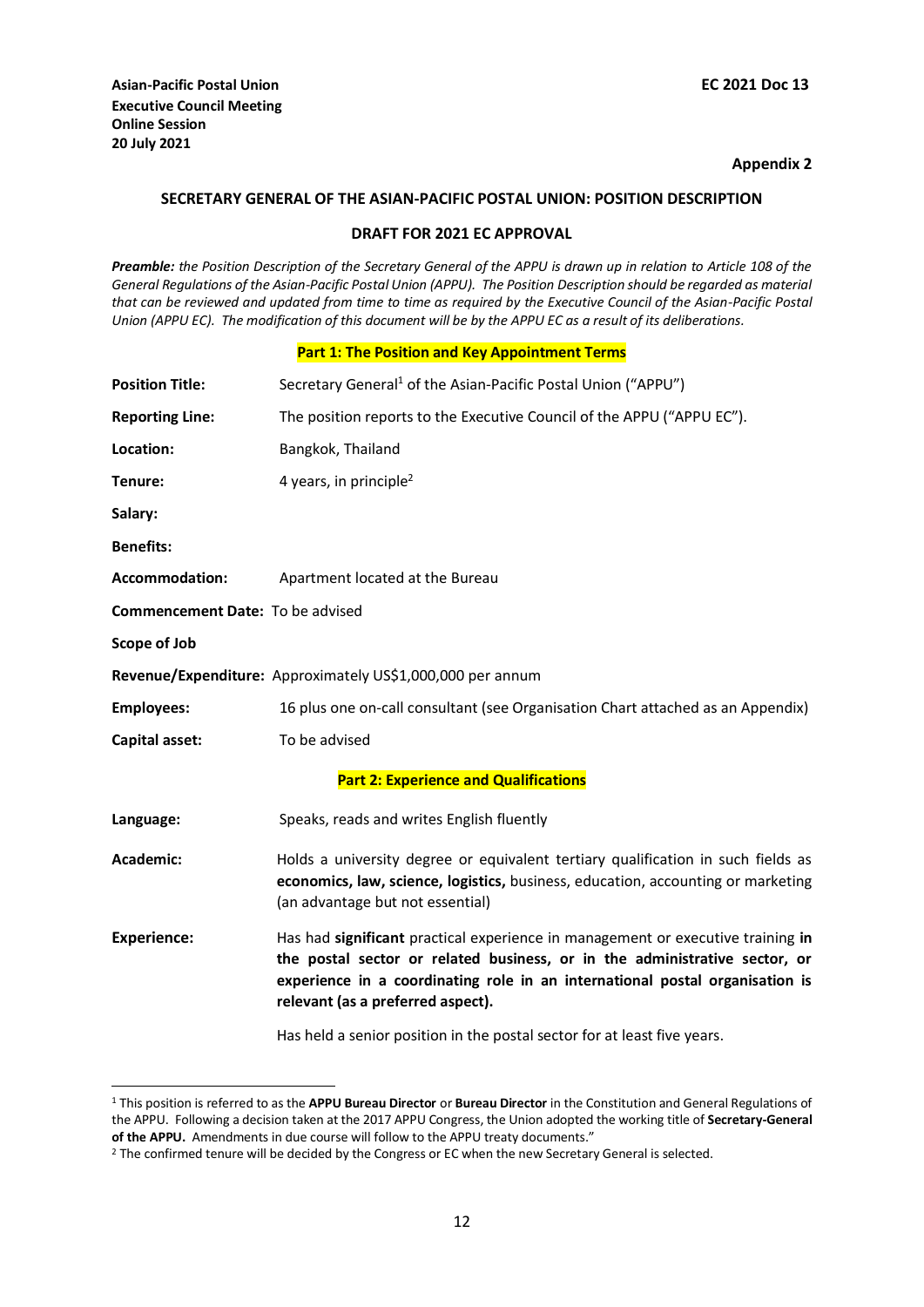**Asian-Pacific Postal Union**
**Executive Council Meeting**
**Online Session**
**20 July 2021**

**EC 2021 Doc 13**

**Appendix 2**

## SECRETARY GENERAL OF THE ASIAN-PACIFIC POSTAL UNION: POSITION DESCRIPTION

### DRAFT FOR 2021 EC APPROVAL

***Preamble:*** *the Position Description of the Secretary General of the APPU is drawn up in relation to Article 108 of the General Regulations of the Asian-Pacific Postal Union (APPU). The Position Description should be regarded as material that can be reviewed and updated from time to time as required by the Executive Council of the Asian-Pacific Postal Union (APPU EC). The modification of this document will be by the APPU EC as a result of its deliberations.*

### Part 1: The Position and Key Appointment Terms

**Position Title:** Secretary General[1] of the Asian-Pacific Postal Union ("APPU")

**Reporting Line:** The position reports to the Executive Council of the APPU ("APPU EC").

**Location:** Bangkok, Thailand

**Tenure:** 4 years, in principle[2]

**Salary:**

**Benefits:**

**Accommodation:** Apartment located at the Bureau

**Commencement Date:** To be advised

**Scope of Job**

**Revenue/Expenditure:** Approximately US$1,000,000 per annum

**Employees:** 16 plus one on-call consultant (see Organisation Chart attached as an Appendix)

**Capital asset:** To be advised

### Part 2: Experience and Qualifications

**Language:** Speaks, reads and writes English fluently

**Academic:** Holds a university degree or equivalent tertiary qualification in such fields as **economics, law, science, logistics,** business, education, accounting or marketing (an advantage but not essential)

**Experience:** Has had **significant** practical experience in management or executive training **in the postal sector or related business, or in the administrative sector, or experience in a coordinating role in an international postal organisation is relevant (as a preferred aspect).**

Has held a senior position in the postal sector for at least five years.

---

[1] This position is referred to as the **APPU Bureau Director** or **Bureau Director** in the Constitution and General Regulations of the APPU. Following a decision taken at the 2017 APPU Congress, the Union adopted the working title of **Secretary-General of the APPU.** Amendments in due course will follow to the APPU treaty documents."

[2] The confirmed tenure will be decided by the Congress or EC when the new Secretary General is selected.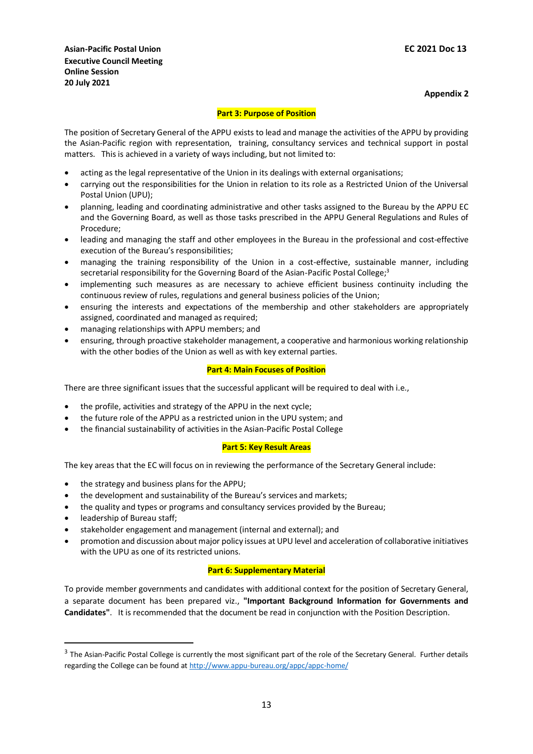**Asian-Pacific Postal Union**
**Executive Council Meeting**
**Online Session**
**20 July 2021**

**EC 2021 Doc 13**

**Appendix 2**

## Part 3: Purpose of Position

The position of Secretary General of the APPU exists to lead and manage the activities of the APPU by providing the Asian-Pacific region with representation, training, consultancy services and technical support in postal matters. This is achieved in a variety of ways including, but not limited to:

- acting as the legal representative of the Union in its dealings with external organisations;
- carrying out the responsibilities for the Union in relation to its role as a Restricted Union of the Universal Postal Union (UPU);
- planning, leading and coordinating administrative and other tasks assigned to the Bureau by the APPU EC and the Governing Board, as well as those tasks prescribed in the APPU General Regulations and Rules of Procedure;
- leading and managing the staff and other employees in the Bureau in the professional and cost-effective execution of the Bureau's responsibilities;
- managing the training responsibility of the Union in a cost-effective, sustainable manner, including secretarial responsibility for the Governing Board of the Asian-Pacific Postal College;[3]
- implementing such measures as are necessary to achieve efficient business continuity including the continuous review of rules, regulations and general business policies of the Union;
- ensuring the interests and expectations of the membership and other stakeholders are appropriately assigned, coordinated and managed as required;
- managing relationships with APPU members; and
- ensuring, through proactive stakeholder management, a cooperative and harmonious working relationship with the other bodies of the Union as well as with key external parties.

## Part 4: Main Focuses of Position

There are three significant issues that the successful applicant will be required to deal with i.e.,

- the profile, activities and strategy of the APPU in the next cycle;
- the future role of the APPU as a restricted union in the UPU system; and
- the financial sustainability of activities in the Asian-Pacific Postal College

## Part 5: Key Result Areas

The key areas that the EC will focus on in reviewing the performance of the Secretary General include:

- the strategy and business plans for the APPU;
- the development and sustainability of the Bureau's services and markets;
- the quality and types or programs and consultancy services provided by the Bureau;
- leadership of Bureau staff;
- stakeholder engagement and management (internal and external); and
- promotion and discussion about major policy issues at UPU level and acceleration of collaborative initiatives with the UPU as one of its restricted unions.

## Part 6: Supplementary Material

To provide member governments and candidates with additional context for the position of Secretary General, a separate document has been prepared viz., **"Important Background Information for Governments and Candidates"**. It is recommended that the document be read in conjunction with the Position Description.

---

[3] The Asian-Pacific Postal College is currently the most significant part of the role of the Secretary General. Further details regarding the College can be found at http://www.appu-bureau.org/appc/appc-home/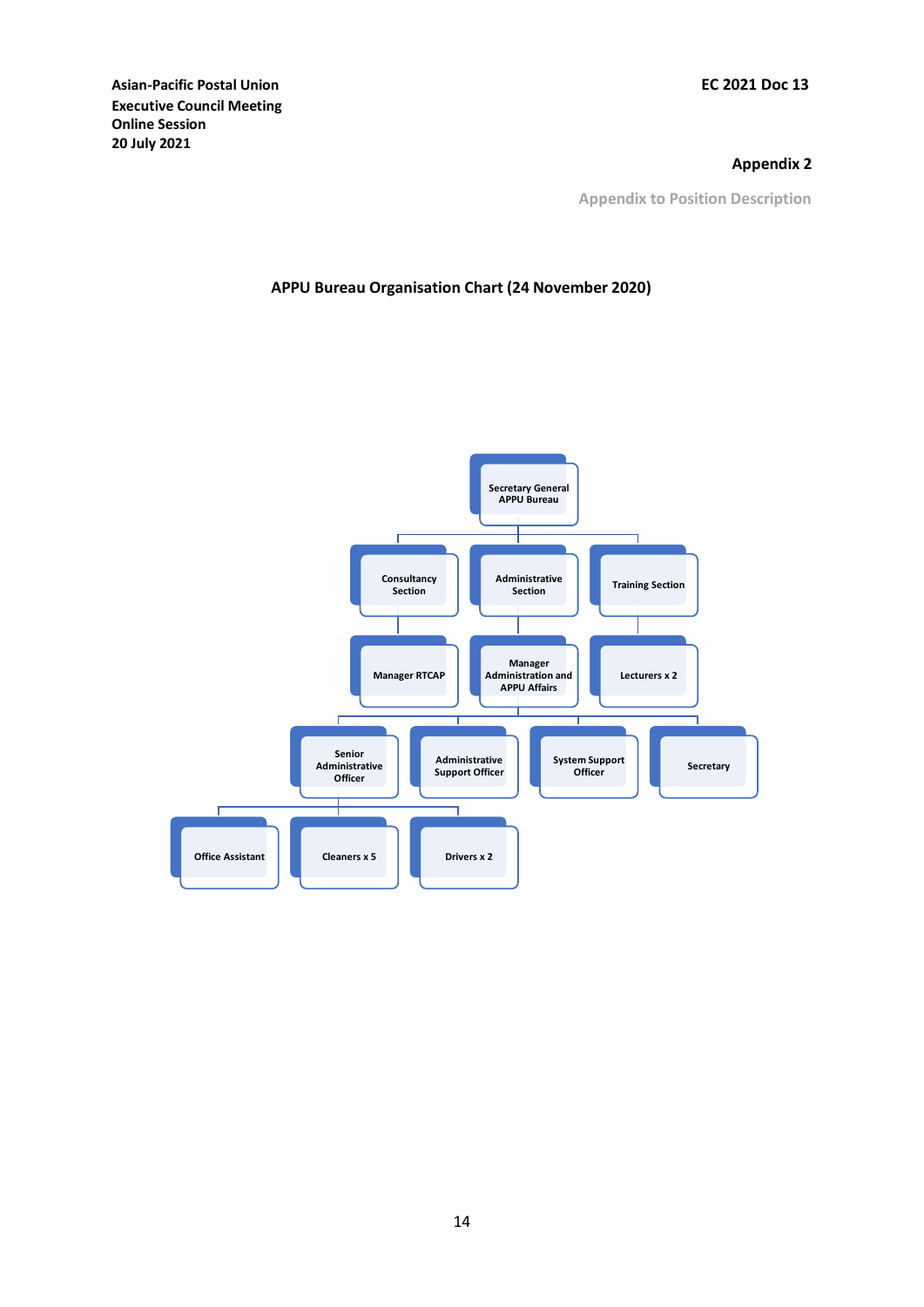Asian-Pacific Postal Union
Executive Council Meeting
Online Session
20 July 2021

EC 2021 Doc 13

**Appendix 2**

Appendix to Position Description

**APPU Bureau Organisation Chart (24 November 2020)**

- Secretary General APPU Bureau
  - Consultancy Section
    - Manager RTCAP
  - Administrative Section
    - Manager Administration and APPU Affairs
      - Senior Administrative Officer
        - Office Assistant
        - Cleaners x 5
        - Drivers x 2
      - Administrative Support Officer
      - System Support Officer
      - Secretary
  - Training Section
    - Lecturers x 2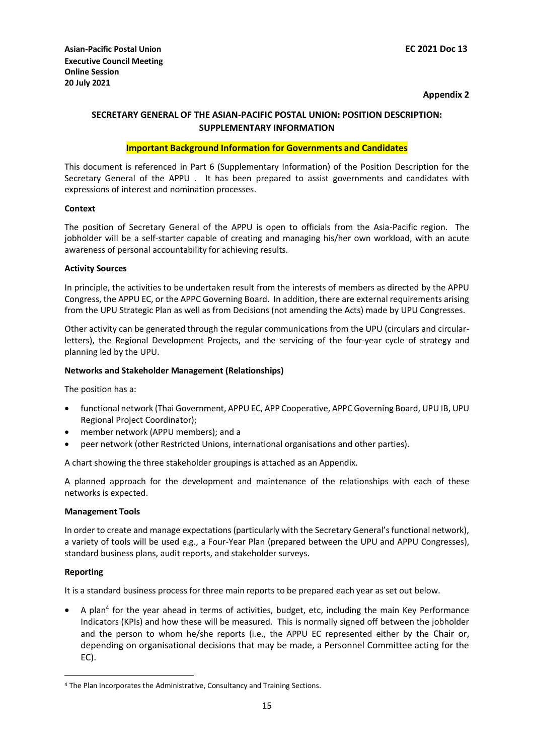Asian-Pacific Postal Union
Executive Council Meeting
Online Session
20 July 2021

EC 2021 Doc 13

**Appendix 2**

## SECRETARY GENERAL OF THE ASIAN-PACIFIC POSTAL UNION: POSITION DESCRIPTION: SUPPLEMENTARY INFORMATION

**Important Background Information for Governments and Candidates**

This document is referenced in Part 6 (Supplementary Information) of the Position Description for the Secretary General of the APPU . It has been prepared to assist governments and candidates with expressions of interest and nomination processes.

**Context**

The position of Secretary General of the APPU is open to officials from the Asia-Pacific region. The jobholder will be a self-starter capable of creating and managing his/her own workload, with an acute awareness of personal accountability for achieving results.

**Activity Sources**

In principle, the activities to be undertaken result from the interests of members as directed by the APPU Congress, the APPU EC, or the APPC Governing Board. In addition, there are external requirements arising from the UPU Strategic Plan as well as from Decisions (not amending the Acts) made by UPU Congresses.

Other activity can be generated through the regular communications from the UPU (circulars and circular-letters), the Regional Development Projects, and the servicing of the four-year cycle of strategy and planning led by the UPU.

**Networks and Stakeholder Management (Relationships)**

The position has a:

- functional network (Thai Government, APPU EC, APP Cooperative, APPC Governing Board, UPU IB, UPU Regional Project Coordinator);
- member network (APPU members); and a
- peer network (other Restricted Unions, international organisations and other parties).

A chart showing the three stakeholder groupings is attached as an Appendix.

A planned approach for the development and maintenance of the relationships with each of these networks is expected.

**Management Tools**

In order to create and manage expectations (particularly with the Secretary General's functional network), a variety of tools will be used e.g., a Four-Year Plan (prepared between the UPU and APPU Congresses), standard business plans, audit reports, and stakeholder surveys.

**Reporting**

It is a standard business process for three main reports to be prepared each year as set out below.

- A plan[4] for the year ahead in terms of activities, budget, etc, including the main Key Performance Indicators (KPIs) and how these will be measured. This is normally signed off between the jobholder and the person to whom he/she reports (i.e., the APPU EC represented either by the Chair or, depending on organisational decisions that may be made, a Personnel Committee acting for the EC).

[4] The Plan incorporates the Administrative, Consultancy and Training Sections.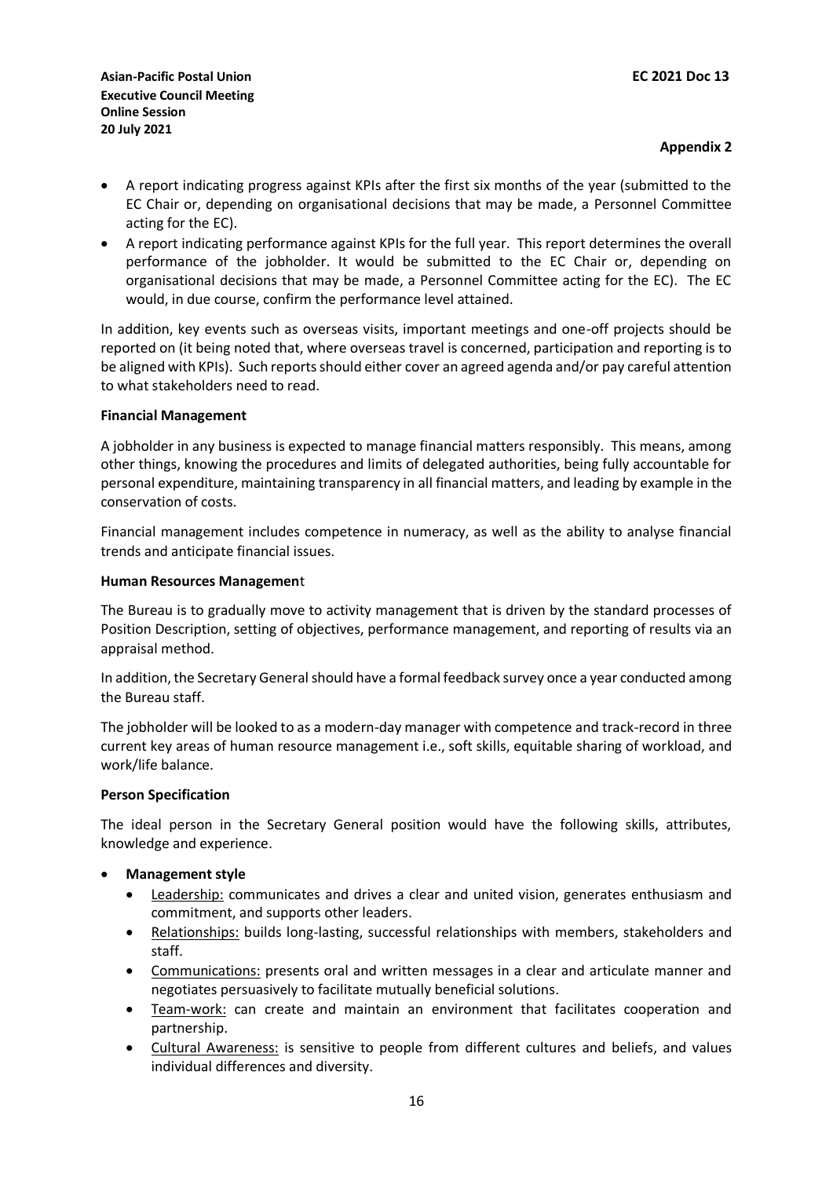**Appendix 2**

- A report indicating progress against KPIs after the first six months of the year (submitted to the EC Chair or, depending on organisational decisions that may be made, a Personnel Committee acting for the EC).
- A report indicating performance against KPIs for the full year. This report determines the overall performance of the jobholder. It would be submitted to the EC Chair or, depending on organisational decisions that may be made, a Personnel Committee acting for the EC). The EC would, in due course, confirm the performance level attained.

In addition, key events such as overseas visits, important meetings and one-off projects should be reported on (it being noted that, where overseas travel is concerned, participation and reporting is to be aligned with KPIs). Such reports should either cover an agreed agenda and/or pay careful attention to what stakeholders need to read.

**Financial Management**

A jobholder in any business is expected to manage financial matters responsibly. This means, among other things, knowing the procedures and limits of delegated authorities, being fully accountable for personal expenditure, maintaining transparency in all financial matters, and leading by example in the conservation of costs.

Financial management includes competence in numeracy, as well as the ability to analyse financial trends and anticipate financial issues.

**Human Resources Management**

The Bureau is to gradually move to activity management that is driven by the standard processes of Position Description, setting of objectives, performance management, and reporting of results via an appraisal method.

In addition, the Secretary General should have a formal feedback survey once a year conducted among the Bureau staff.

The jobholder will be looked to as a modern-day manager with competence and track-record in three current key areas of human resource management i.e., soft skills, equitable sharing of workload, and work/life balance.

**Person Specification**

The ideal person in the Secretary General position would have the following skills, attributes, knowledge and experience.

- **Management style**
  - Leadership: communicates and drives a clear and united vision, generates enthusiasm and commitment, and supports other leaders.
  - Relationships: builds long-lasting, successful relationships with members, stakeholders and staff.
  - Communications: presents oral and written messages in a clear and articulate manner and negotiates persuasively to facilitate mutually beneficial solutions.
  - Team-work: can create and maintain an environment that facilitates cooperation and partnership.
  - Cultural Awareness: is sensitive to people from different cultures and beliefs, and values individual differences and diversity.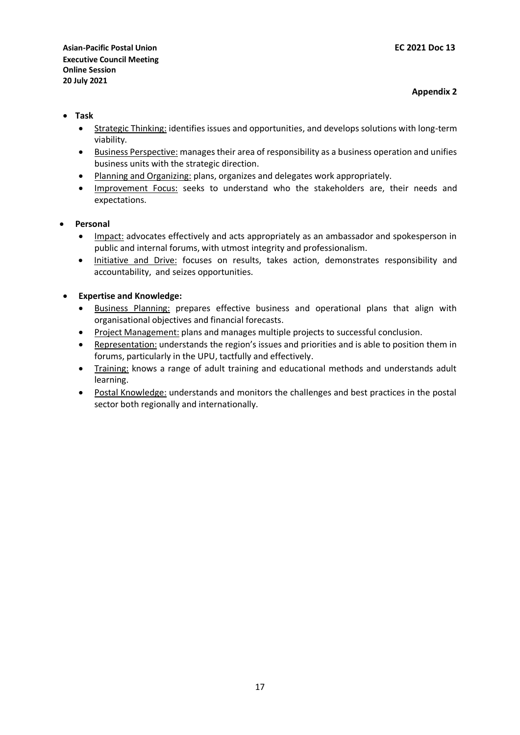**Appendix 2**

- **Task**
  - Strategic Thinking: identifies issues and opportunities, and develops solutions with long-term viability.
  - Business Perspective: manages their area of responsibility as a business operation and unifies business units with the strategic direction.
  - Planning and Organizing: plans, organizes and delegates work appropriately.
  - Improvement Focus: seeks to understand who the stakeholders are, their needs and expectations.

- **Personal**
  - Impact: advocates effectively and acts appropriately as an ambassador and spokesperson in public and internal forums, with utmost integrity and professionalism.
  - Initiative and Drive: focuses on results, takes action, demonstrates responsibility and accountability, and seizes opportunities.

- **Expertise and Knowledge:**
  - Business Planning: prepares effective business and operational plans that align with organisational objectives and financial forecasts.
  - Project Management: plans and manages multiple projects to successful conclusion.
  - Representation: understands the region's issues and priorities and is able to position them in forums, particularly in the UPU, tactfully and effectively.
  - Training: knows a range of adult training and educational methods and understands adult learning.
  - Postal Knowledge: understands and monitors the challenges and best practices in the postal sector both regionally and internationally.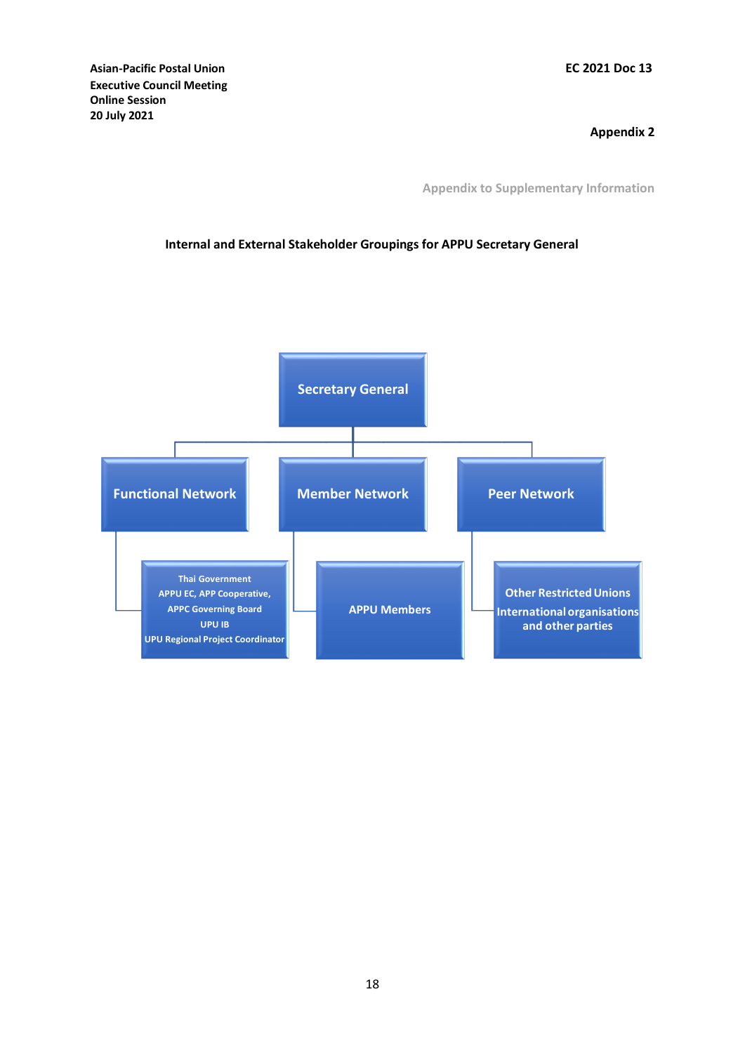Asian-Pacific Postal Union
Executive Council Meeting
Online Session
20 July 2021

EC 2021 Doc 13

**Appendix 2**

Appendix to Supplementary Information

**Internal and External Stakeholder Groupings for APPU Secretary General**

Secretary General

Functional Network

Thai Government
APPU EC, APP Cooperative,
APPC Governing Board
UPU IB
UPU Regional Project Coordinator

Member Network

APPU Members

Peer Network

Other Restricted Unions
International organisations and other parties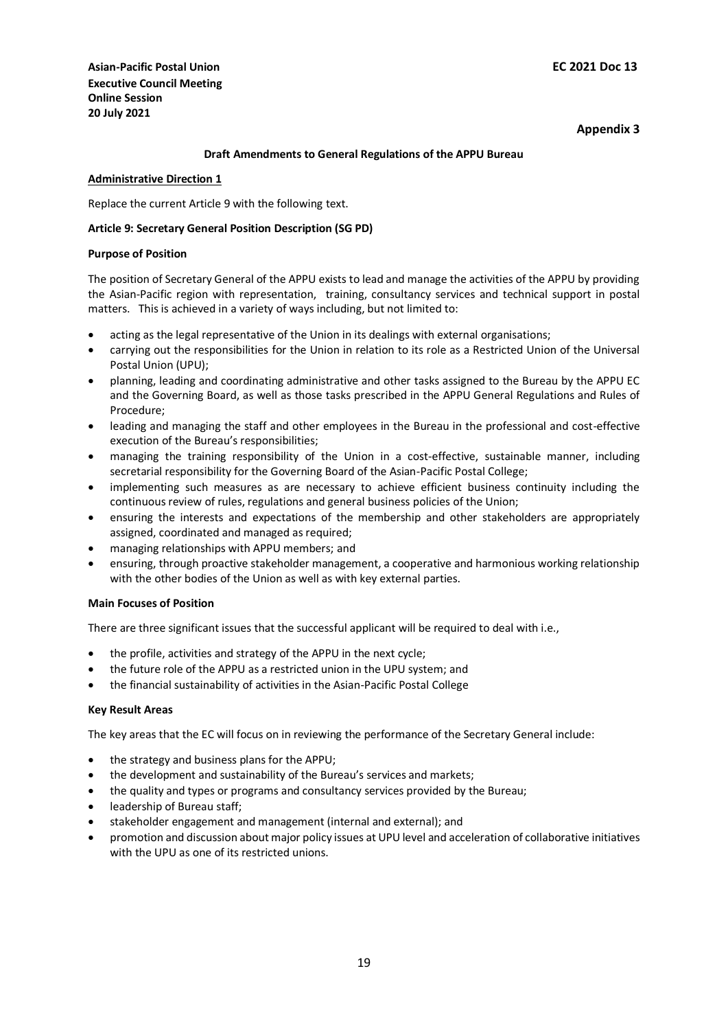**Asian-Pacific Postal Union**
**Executive Council Meeting**
**Online Session**
**20 July 2021**

**EC 2021 Doc 13**

**Appendix 3**

**Draft Amendments to General Regulations of the APPU Bureau**

**Administrative Direction 1**

Replace the current Article 9 with the following text.

**Article 9: Secretary General Position Description (SG PD)**

**Purpose of Position**

The position of Secretary General of the APPU exists to lead and manage the activities of the APPU by providing the Asian-Pacific region with representation, training, consultancy services and technical support in postal matters. This is achieved in a variety of ways including, but not limited to:

- acting as the legal representative of the Union in its dealings with external organisations;
- carrying out the responsibilities for the Union in relation to its role as a Restricted Union of the Universal Postal Union (UPU);
- planning, leading and coordinating administrative and other tasks assigned to the Bureau by the APPU EC and the Governing Board, as well as those tasks prescribed in the APPU General Regulations and Rules of Procedure;
- leading and managing the staff and other employees in the Bureau in the professional and cost-effective execution of the Bureau's responsibilities;
- managing the training responsibility of the Union in a cost-effective, sustainable manner, including secretarial responsibility for the Governing Board of the Asian-Pacific Postal College;
- implementing such measures as are necessary to achieve efficient business continuity including the continuous review of rules, regulations and general business policies of the Union;
- ensuring the interests and expectations of the membership and other stakeholders are appropriately assigned, coordinated and managed as required;
- managing relationships with APPU members; and
- ensuring, through proactive stakeholder management, a cooperative and harmonious working relationship with the other bodies of the Union as well as with key external parties.

**Main Focuses of Position**

There are three significant issues that the successful applicant will be required to deal with i.e.,

- the profile, activities and strategy of the APPU in the next cycle;
- the future role of the APPU as a restricted union in the UPU system; and
- the financial sustainability of activities in the Asian-Pacific Postal College

**Key Result Areas**

The key areas that the EC will focus on in reviewing the performance of the Secretary General include:

- the strategy and business plans for the APPU;
- the development and sustainability of the Bureau's services and markets;
- the quality and types or programs and consultancy services provided by the Bureau;
- leadership of Bureau staff;
- stakeholder engagement and management (internal and external); and
- promotion and discussion about major policy issues at UPU level and acceleration of collaborative initiatives with the UPU as one of its restricted unions.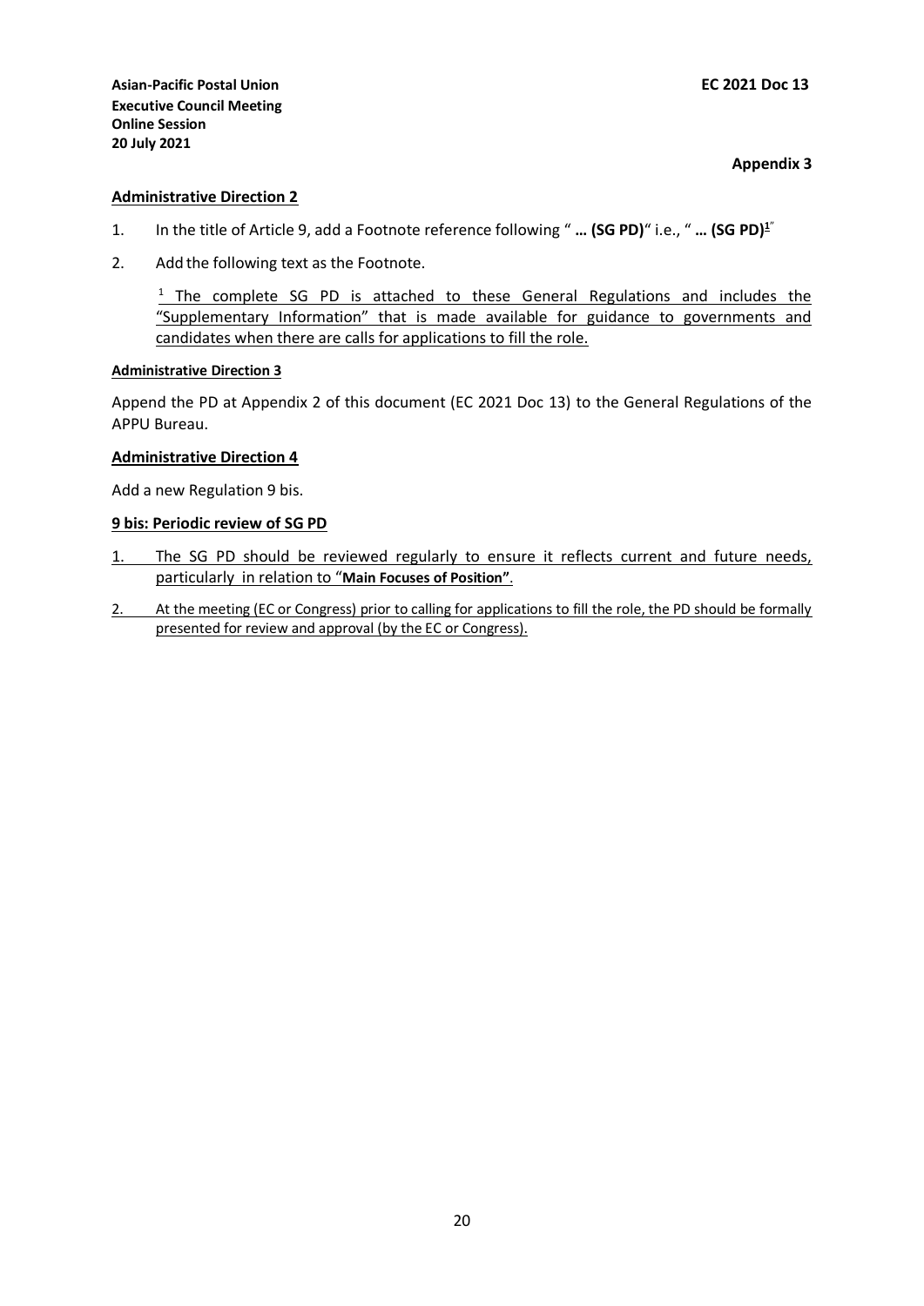**Asian-Pacific Postal Union**
**Executive Council Meeting**
**Online Session**
**20 July 2021**

**EC 2021 Doc 13**

**Appendix 3**

## Administrative Direction 2

1. In the title of Article 9, add a Footnote reference following " **… (SG PD)**" i.e., " **… (SG PD)**[1]"

2. Add the following text as the Footnote.

   [1] The complete SG PD is attached to these General Regulations and includes the "Supplementary Information" that is made available for guidance to governments and candidates when there are calls for applications to fill the role.

## Administrative Direction 3

Append the PD at Appendix 2 of this document (EC 2021 Doc 13) to the General Regulations of the APPU Bureau.

## Administrative Direction 4

Add a new Regulation 9 bis.

### 9 bis: Periodic review of SG PD

1. The SG PD should be reviewed regularly to ensure it reflects current and future needs, particularly in relation to "**Main Focuses of Position"**.

2. At the meeting (EC or Congress) prior to calling for applications to fill the role, the PD should be formally presented for review and approval (by the EC or Congress).